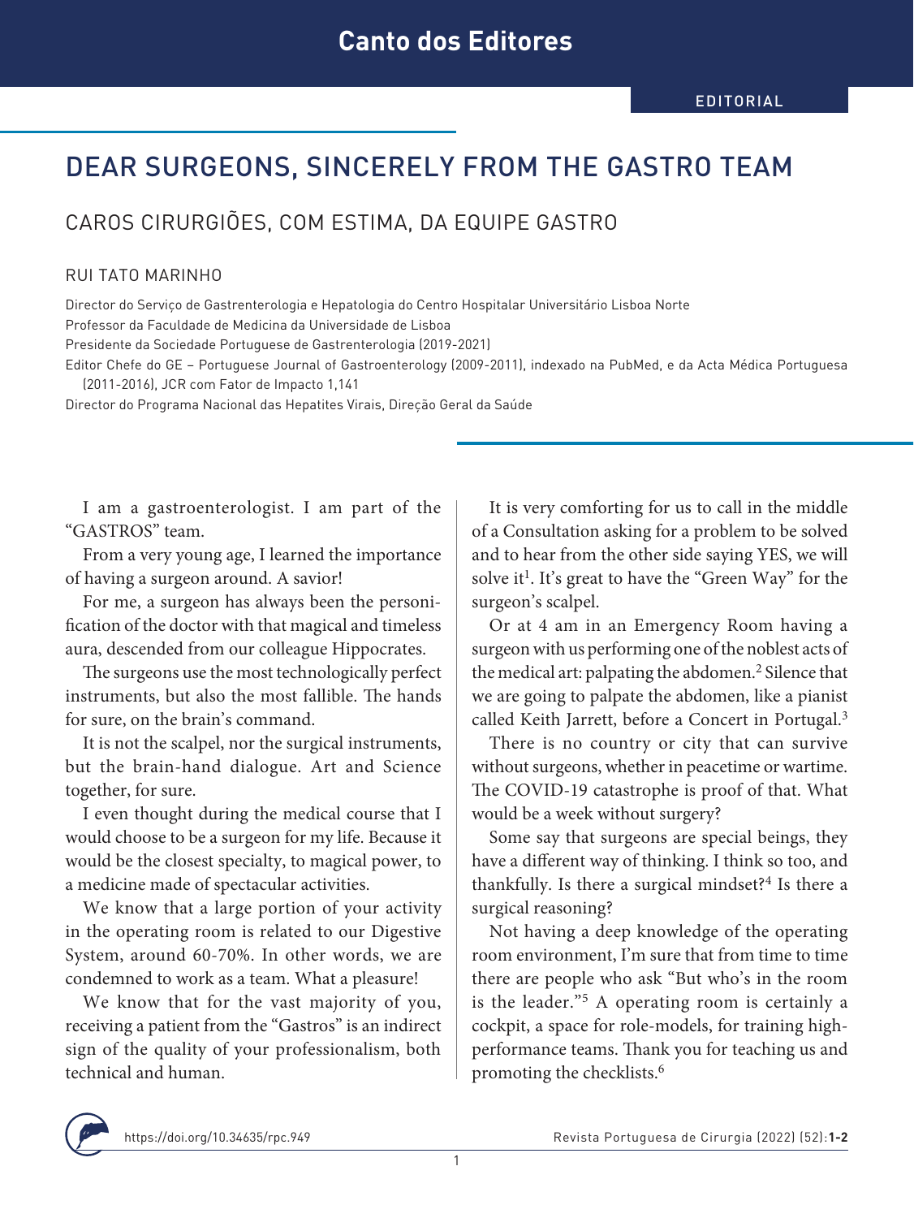Canto dos Editores

EDITORIAL

# DEAR SURGEONS, SINCERELY FROM THE GASTRO TEAM

## CAROS CIRURGIÕES, COM ESTIMA, DA EQUIPE GASTRO

RUI TATO MARINHO

Director do Serviço de Gastrenterologia e Hepatologia do Centro Hospitalar Universitário Lisboa Norte
Professor da Faculdade de Medicina da Universidade de Lisboa
Presidente da Sociedade Portuguese de Gastrenterologia (2019-2021)
Editor Chefe do GE – Portuguese Journal of Gastroenterology (2009-2011), indexado na PubMed, e da Acta Médica Portuguesa (2011-2016), JCR com Fator de Impacto 1,141
Director do Programa Nacional das Hepatites Virais, Direção Geral da Saúde

I am a gastroenterologist. I am part of the "GASTROS" team.

From a very young age, I learned the importance of having a surgeon around. A savior!

For me, a surgeon has always been the personification of the doctor with that magical and timeless aura, descended from our colleague Hippocrates.

The surgeons use the most technologically perfect instruments, but also the most fallible. The hands for sure, on the brain's command.

It is not the scalpel, nor the surgical instruments, but the brain-hand dialogue. Art and Science together, for sure.

I even thought during the medical course that I would choose to be a surgeon for my life. Because it would be the closest specialty, to magical power, to a medicine made of spectacular activities.

We know that a large portion of your activity in the operating room is related to our Digestive System, around 60-70%. In other words, we are condemned to work as a team. What a pleasure!

We know that for the vast majority of you, receiving a patient from the "Gastros" is an indirect sign of the quality of your professionalism, both technical and human.

It is very comforting for us to call in the middle of a Consultation asking for a problem to be solved and to hear from the other side saying YES, we will solve it[1]. It's great to have the "Green Way" for the surgeon's scalpel.

Or at 4 am in an Emergency Room having a surgeon with us performing one of the noblest acts of the medical art: palpating the abdomen.[2] Silence that we are going to palpate the abdomen, like a pianist called Keith Jarrett, before a Concert in Portugal.[3]

There is no country or city that can survive without surgeons, whether in peacetime or wartime. The COVID-19 catastrophe is proof of that. What would be a week without surgery?

Some say that surgeons are special beings, they have a different way of thinking. I think so too, and thankfully. Is there a surgical mindset?[4] Is there a surgical reasoning?

Not having a deep knowledge of the operating room environment, I'm sure that from time to time there are people who ask "But who's in the room is the leader."[5] A operating room is certainly a cockpit, a space for role-models, for training high-performance teams. Thank you for teaching us and promoting the checklists.[6]

https://doi.org/10.34635/rpc.949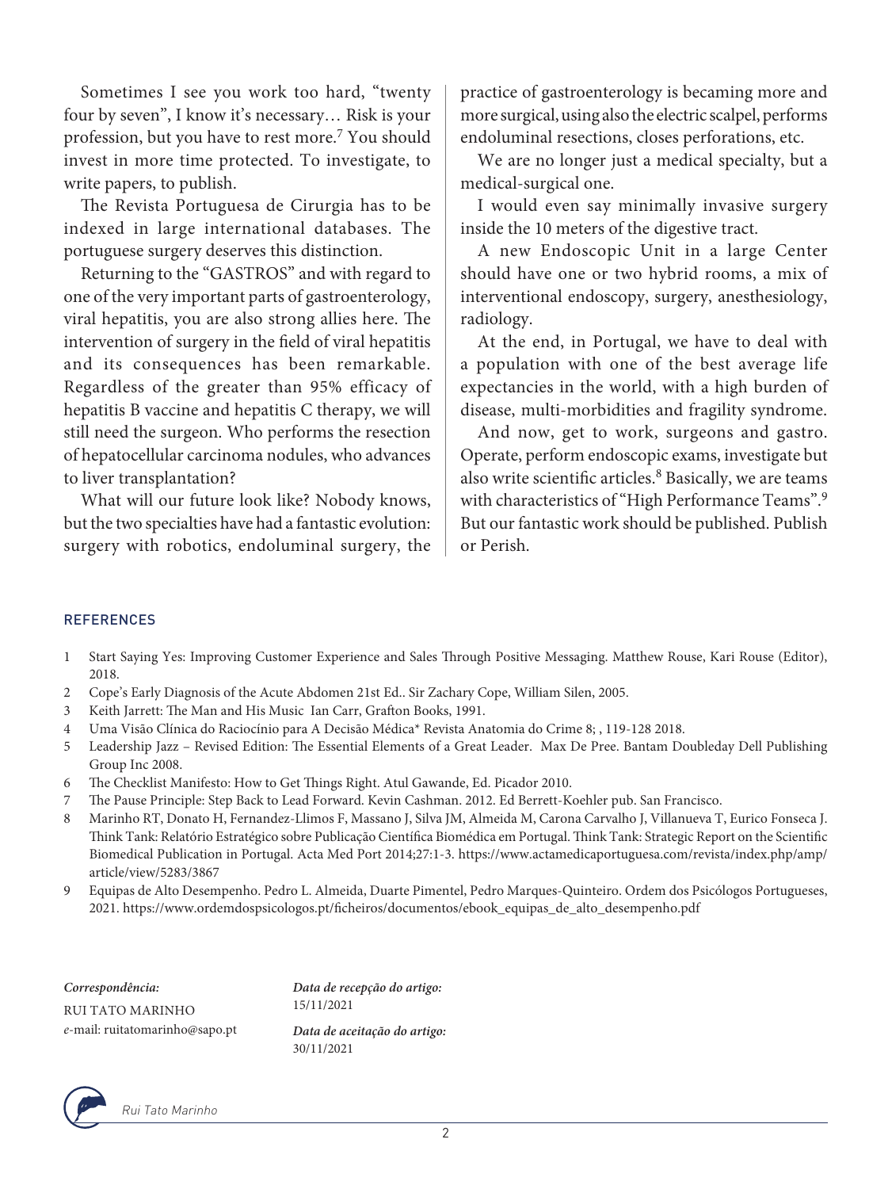Sometimes I see you work too hard, "twenty four by seven", I know it's necessary… Risk is your profession, but you have to rest more.[7] You should invest in more time protected. To investigate, to write papers, to publish.

The Revista Portuguesa de Cirurgia has to be indexed in large international databases. The portuguese surgery deserves this distinction.

Returning to the "GASTROS" and with regard to one of the very important parts of gastroenterology, viral hepatitis, you are also strong allies here. The intervention of surgery in the field of viral hepatitis and its consequences has been remarkable. Regardless of the greater than 95% efficacy of hepatitis B vaccine and hepatitis C therapy, we will still need the surgeon. Who performs the resection of hepatocellular carcinoma nodules, who advances to liver transplantation?

What will our future look like? Nobody knows, but the two specialties have had a fantastic evolution: surgery with robotics, endoluminal surgery, the practice of gastroenterology is becaming more and more surgical, using also the electric scalpel, performs endoluminal resections, closes perforations, etc.

We are no longer just a medical specialty, but a medical-surgical one.

I would even say minimally invasive surgery inside the 10 meters of the digestive tract.

A new Endoscopic Unit in a large Center should have one or two hybrid rooms, a mix of interventional endoscopy, surgery, anesthesiology, radiology.

At the end, in Portugal, we have to deal with a population with one of the best average life expectancies in the world, with a high burden of disease, multi-morbidities and fragility syndrome.

And now, get to work, surgeons and gastro. Operate, perform endoscopic exams, investigate but also write scientific articles.[8] Basically, we are teams with characteristics of "High Performance Teams".[9] But our fantastic work should be published. Publish or Perish.

## REFERENCES

1. Start Saying Yes: Improving Customer Experience and Sales Through Positive Messaging. Matthew Rouse, Kari Rouse (Editor), 2018.
2. Cope's Early Diagnosis of the Acute Abdomen 21st Ed.. Sir Zachary Cope, William Silen, 2005.
3. Keith Jarrett: The Man and His Music Ian Carr, Grafton Books, 1991.
4. Uma Visão Clínica do Raciocínio para A Decisão Médica* Revista Anatomia do Crime 8; , 119-128 2018.
5. Leadership Jazz – Revised Edition: The Essential Elements of a Great Leader. Max De Pree. Bantam Doubleday Dell Publishing Group Inc 2008.
6. The Checklist Manifesto: How to Get Things Right. Atul Gawande, Ed. Picador 2010.
7. The Pause Principle: Step Back to Lead Forward. Kevin Cashman. 2012. Ed Berrett-Koehler pub. San Francisco.
8. Marinho RT, Donato H, Fernandez-Llimos F, Massano J, Silva JM, Almeida M, Carona Carvalho J, Villanueva T, Eurico Fonseca J. Think Tank: Relatório Estratégico sobre Publicação Científica Biomédica em Portugal. Think Tank: Strategic Report on the Scientific Biomedical Publication in Portugal. Acta Med Port 2014;27:1-3. https://www.actamedicaportuguesa.com/revista/index.php/amp/article/view/5283/3867
9. Equipas de Alto Desempenho. Pedro L. Almeida, Duarte Pimentel, Pedro Marques-Quinteiro. Ordem dos Psicólogos Portugueses, 2021. https://www.ordemdospsicologos.pt/ficheiros/documentos/ebook_equipas_de_alto_desempenho.pdf

***Correspondência:***
RUI TATO MARINHO
*e*-mail: ruitatomarinho@sapo.pt

***Data de recepção do artigo:***
15/11/2021

***Data de aceitação do artigo:***
30/11/2021